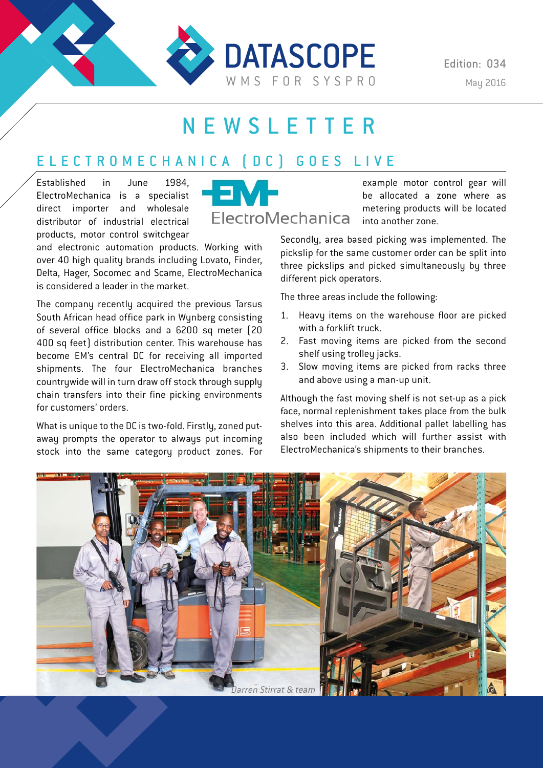# DATASCOPE

WMS FOR SYSPRO

Edition: 034

May 2016

# NEWSLETTER

## ELECTROMECHANICA (DC) GOES LIVE

Established in June 1984, ElectroMechanica is a specialist direct importer and wholesale distributor of industrial electrical products, motor control switchgear and electronic automation products. Working with over 40 high quality brands including Lovato, Finder, Delta, Hager, Socomec and Scame, ElectroMechanica is considered a leader in the market.

The company recently acquired the previous Tarsus South African head office park in Wynberg consisting of several office blocks and a 6200 sq meter (20 400 sq feet) distribution center. This warehouse has become EM's central DC for receiving all imported shipments. The four ElectroMechanica branches countrywide will in turn draw off stock through supply chain transfers into their fine picking environments for customers' orders.

What is unique to the DC is two-fold. Firstly, zoned put-away prompts the operator to always put incoming stock into the same category product zones. For example motor control gear will be allocated a zone where as metering products will be located into another zone.

Secondly, area based picking was implemented. The pickslip for the same customer order can be split into three pickslips and picked simultaneously by three different pick operators.

The three areas include the following:

1. Heavy items on the warehouse floor are picked with a forklift truck.
2. Fast moving items are picked from the second shelf using trolley jacks.
3. Slow moving items are picked from racks three and above using a man-up unit.

Although the fast moving shelf is not set-up as a pick face, normal replenishment takes place from the bulk shelves into this area. Additional pallet labelling has also been included which will further assist with ElectroMechanica's shipments to their branches.

*Darren Stirrat & team*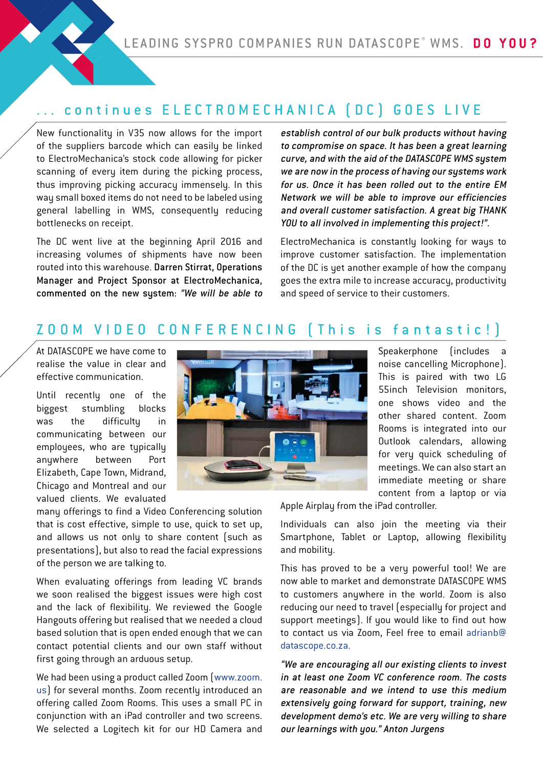## ... continues ELECTROMECHANICA (DC) GOES LIVE

New functionality in V35 now allows for the import of the suppliers barcode which can easily be linked to ElectroMechanica's stock code allowing for picker scanning of every item during the picking process, thus improving picking accuracy immensely. In this way small boxed items do not need to be labeled using general labelling in WMS, consequently reducing bottlenecks on receipt.

The DC went live at the beginning April 2016 and increasing volumes of shipments have now been routed into this warehouse. Darren Stirrat, Operations Manager and Project Sponsor at ElectroMechanica, commented on the new system: *"We will be able to establish control of our bulk products without having to compromise on space. It has been a great learning curve, and with the aid of the DATASCOPE WMS system we are now in the process of having our systems work for us. Once it has been rolled out to the entire EM Network we will be able to improve our efficiencies and overall customer satisfaction. A great big THANK YOU to all involved in implementing this project!".*

ElectroMechanica is constantly looking for ways to improve customer satisfaction. The implementation of the DC is yet another example of how the company goes the extra mile to increase accuracy, productivity and speed of service to their customers.

## ZOOM VIDEO CONFERENCING (This is fantastic!)

At DATASCOPE we have come to realise the value in clear and effective communication.

Until recently one of the biggest stumbling blocks was the difficulty in communicating between our employees, who are typically anywhere between Port Elizabeth, Cape Town, Midrand, Chicago and Montreal and our valued clients. We evaluated many offerings to find a Video Conferencing solution that is cost effective, simple to use, quick to set up, and allows us not only to share content (such as presentations), but also to read the facial expressions of the person we are talking to.

When evaluating offerings from leading VC brands we soon realised the biggest issues were high cost and the lack of flexibility. We reviewed the Google Hangouts offering but realised that we needed a cloud based solution that is open ended enough that we can contact potential clients and our own staff without first going through an arduous setup.

We had been using a product called Zoom (www.zoom.us) for several months. Zoom recently introduced an offering called Zoom Rooms. This uses a small PC in conjunction with an iPad controller and two screens. We selected a Logitech kit for our HD Camera and Speakerphone (includes a noise cancelling Microphone). This is paired with two LG 55inch Television monitors, one shows video and the other shared content. Zoom Rooms is integrated into our Outlook calendars, allowing for very quick scheduling of meetings. We can also start an immediate meeting or share content from a laptop or via Apple Airplay from the iPad controller.

Individuals can also join the meeting via their Smartphone, Tablet or Laptop, allowing flexibility and mobility.

This has proved to be a very powerful tool! We are now able to market and demonstrate DATASCOPE WMS to customers anywhere in the world. Zoom is also reducing our need to travel (especially for project and support meetings). If you would like to find out how to contact us via Zoom, Feel free to email adrianb@datascope.co.za.

*"We are encouraging all our existing clients to invest in at least one Zoom VC conference room. The costs are reasonable and we intend to use this medium extensively going forward for support, training, new development demo's etc. We are very willing to share our learnings with you." Anton Jurgens*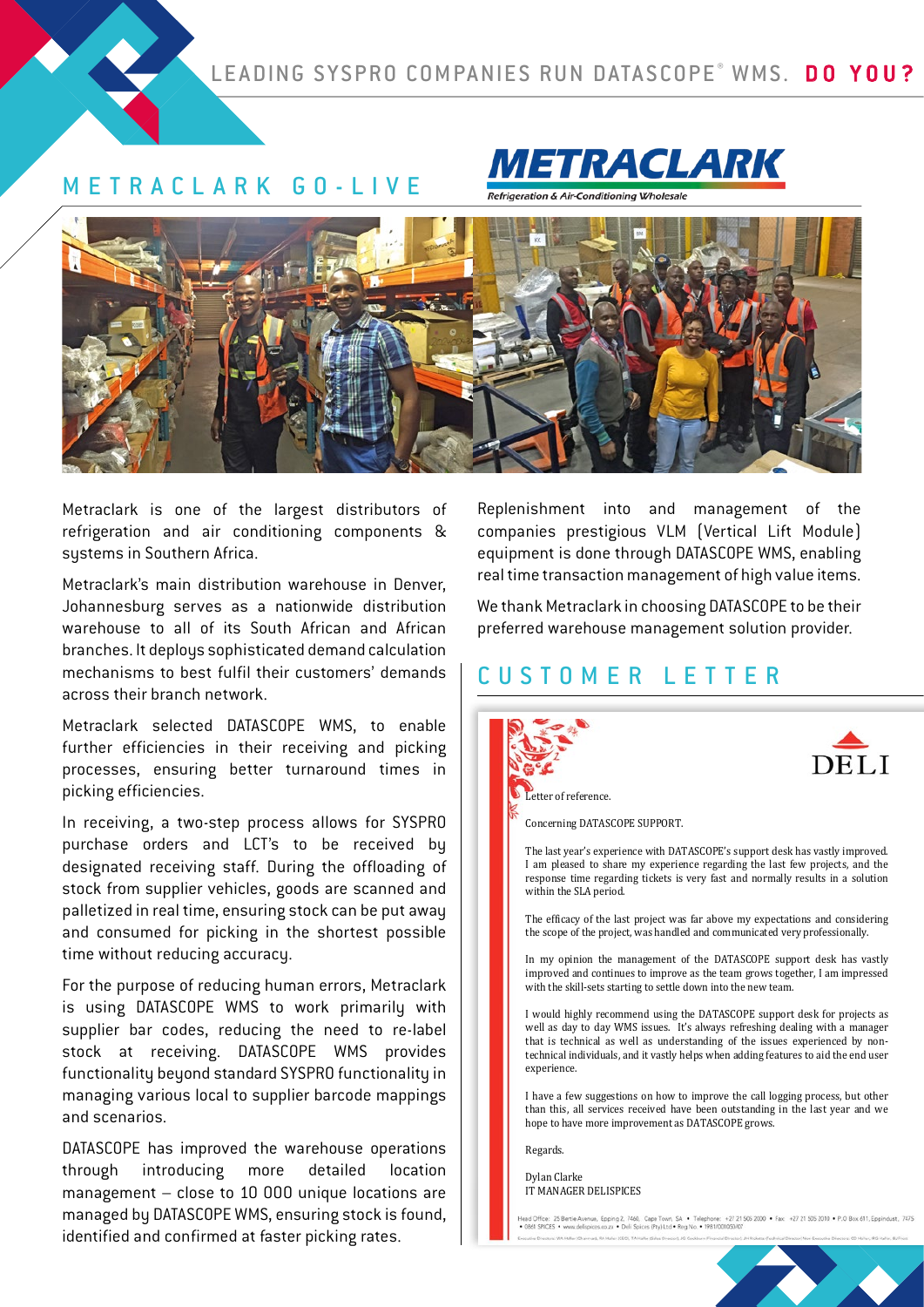LEADING SYSPRO COMPANIES RUN DATASCOPE® WMS. **DO YOU?**

## METRACLARK GO-LIVE

METRACLARK
Refrigeration & Air-Conditioning Wholesale

Metraclark is one of the largest distributors of refrigeration and air conditioning components & systems in Southern Africa.

Metraclark's main distribution warehouse in Denver, Johannesburg serves as a nationwide distribution warehouse to all of its South African and African branches. It deploys sophisticated demand calculation mechanisms to best fulfil their customers' demands across their branch network.

Metraclark selected DATASCOPE WMS, to enable further efficiencies in their receiving and picking processes, ensuring better turnaround times in picking efficiencies.

In receiving, a two-step process allows for SYSPRO purchase orders and LCT's to be received by designated receiving staff. During the offloading of stock from supplier vehicles, goods are scanned and palletized in real time, ensuring stock can be put away and consumed for picking in the shortest possible time without reducing accuracy.

For the purpose of reducing human errors, Metraclark is using DATASCOPE WMS to work primarily with supplier bar codes, reducing the need to re-label stock at receiving. DATASCOPE WMS provides functionality beyond standard SYSPRO functionality in managing various local to supplier barcode mappings and scenarios.

DATASCOPE has improved the warehouse operations through introducing more detailed location management – close to 10 000 unique locations are managed by DATASCOPE WMS, ensuring stock is found, identified and confirmed at faster picking rates.

Replenishment into and management of the companies prestigious VLM (Vertical Lift Module) equipment is done through DATASCOPE WMS, enabling real time transaction management of high value items.

We thank Metraclark in choosing DATASCOPE to be their preferred warehouse management solution provider.

## CUSTOMER LETTER

DELI

Letter of reference.

Concerning DATASCOPE SUPPORT.

The last year's experience with DATASCOPE's support desk has vastly improved. I am pleased to share my experience regarding the last few projects, and the response time regarding tickets is very fast and normally results in a solution within the SLA period.

The efficacy of the last project was far above my expectations and considering the scope of the project, was handled and communicated very professionally.

In my opinion the management of the DATASCOPE support desk has vastly improved and continues to improve as the team grows together, I am impressed with the skill-sets starting to settle down into the new team.

I would highly recommend using the DATASCOPE support desk for projects as well as day to day WMS issues. It's always refreshing dealing with a manager that is technical as well as understanding of the issues experienced by non-technical individuals, and it vastly helps when adding features to aid the end user experience.

I have a few suggestions on how to improve the call logging process, but other than this, all services received have been outstanding in the last year and we hope to have more improvement as DATASCOPE grows.

Regards.

Dylan Clarke
IT MANAGER DELISPICES

Head Office: 25 Bertie Avenue, Epping 2, 7460, Cape Town, SA • Telephone: +27 21 505 2000 • Fax: +27 21 505 2010 • P.O Box 611, Eppindust, 7475 • 0861 SPICES • www.delispices.co.za • Deli Spices (Pty) Ltd • Reg No. 1981/001050/07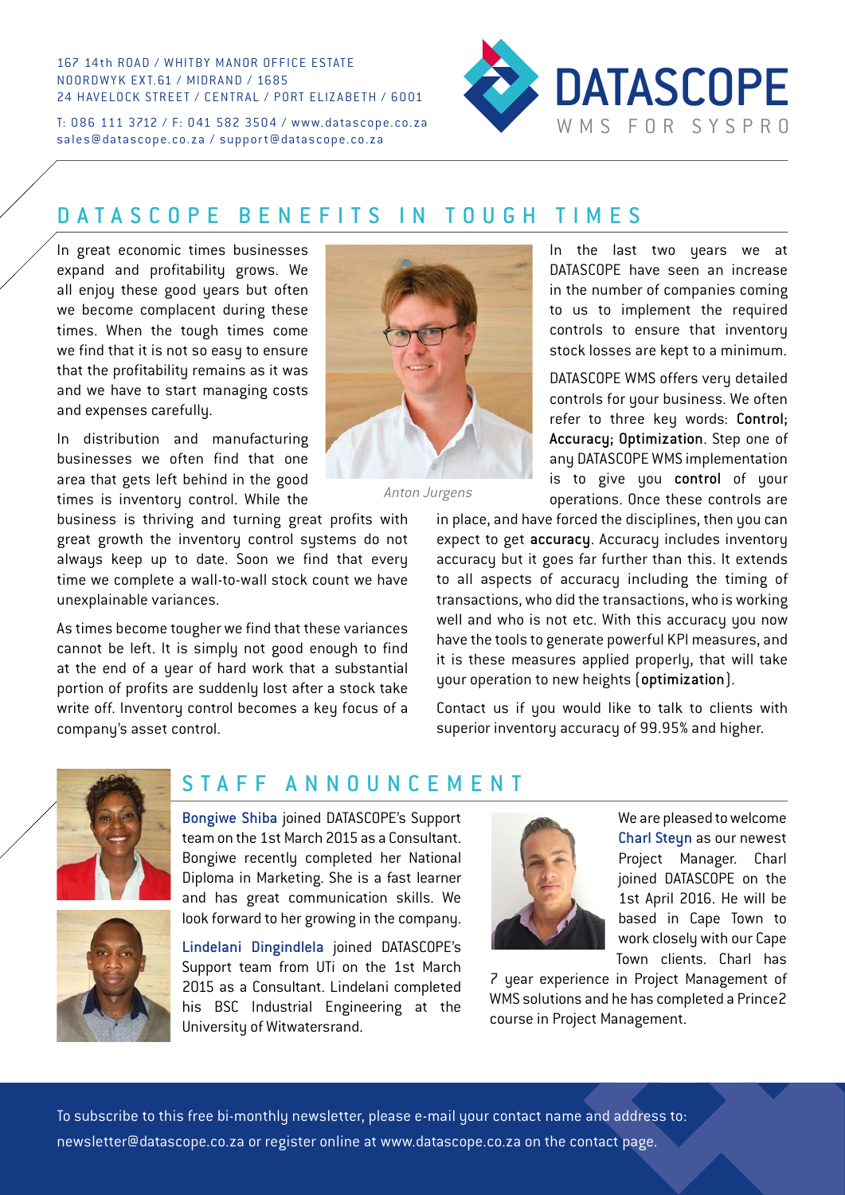167 14th ROAD / WHITBY MANOR OFFICE ESTATE
NOORDWYK EXT.61 / MIDRAND / 1685
24 HAVELOCK STREET / CENTRAL / PORT ELIZABETH / 6001

T: 086 111 3712 / F: 041 582 3504 / www.datascope.co.za
sales@datascope.co.za / support@datascope.co.za

DATASCOPE
WMS FOR SYSPRO

## DATASCOPE BENEFITS IN TOUGH TIMES

In great economic times businesses expand and profitability grows. We all enjoy these good years but often we become complacent during these times. When the tough times come we find that it is not so easy to ensure that the profitability remains as it was and we have to start managing costs and expenses carefully.

In distribution and manufacturing businesses we often find that one area that gets left behind in the good times is inventory control. While the business is thriving and turning great profits with great growth the inventory control systems do not always keep up to date. Soon we find that every time we complete a wall-to-wall stock count we have unexplainable variances.

As times become tougher we find that these variances cannot be left. It is simply not good enough to find at the end of a year of hard work that a substantial portion of profits are suddenly lost after a stock take write off. Inventory control becomes a key focus of a company's asset control.

*Anton Jurgens*

In the last two years we at DATASCOPE have seen an increase in the number of companies coming to us to implement the required controls to ensure that inventory stock losses are kept to a minimum.

DATASCOPE WMS offers very detailed controls for your business. We often refer to three key words: **Control; Accuracy; Optimization**. Step one of any DATASCOPE WMS implementation is to give you **control** of your operations. Once these controls are in place, and have forced the disciplines, then you can expect to get **accuracy**. Accuracy includes inventory accuracy but it goes far further than this. It extends to all aspects of accuracy including the timing of transactions, who did the transactions, who is working well and who is not etc. With this accuracy you now have the tools to generate powerful KPI measures, and it is these measures applied properly, that will take your operation to new heights (**optimization**).

Contact us if you would like to talk to clients with superior inventory accuracy of 99.95% and higher.

## STAFF ANNOUNCEMENT

**Bongiwe Shiba** joined DATASCOPE's Support team on the 1st March 2015 as a Consultant. Bongiwe recently completed her National Diploma in Marketing. She is a fast learner and has great communication skills. We look forward to her growing in the company.

**Lindelani Dingindlela** joined DATASCOPE's Support team from UTi on the 1st March 2015 as a Consultant. Lindelani completed his BSC Industrial Engineering at the University of Witwatersrand.

We are pleased to welcome **Charl Steyn** as our newest Project Manager. Charl joined DATASCOPE on the 1st April 2016. He will be based in Cape Town to work closely with our Cape Town clients. Charl has 7 year experience in Project Management of WMS solutions and he has completed a Prince2 course in Project Management.

To subscribe to this free bi-monthly newsletter, please e-mail your contact name and address to: newsletter@datascope.co.za or register online at www.datascope.co.za on the contact page.